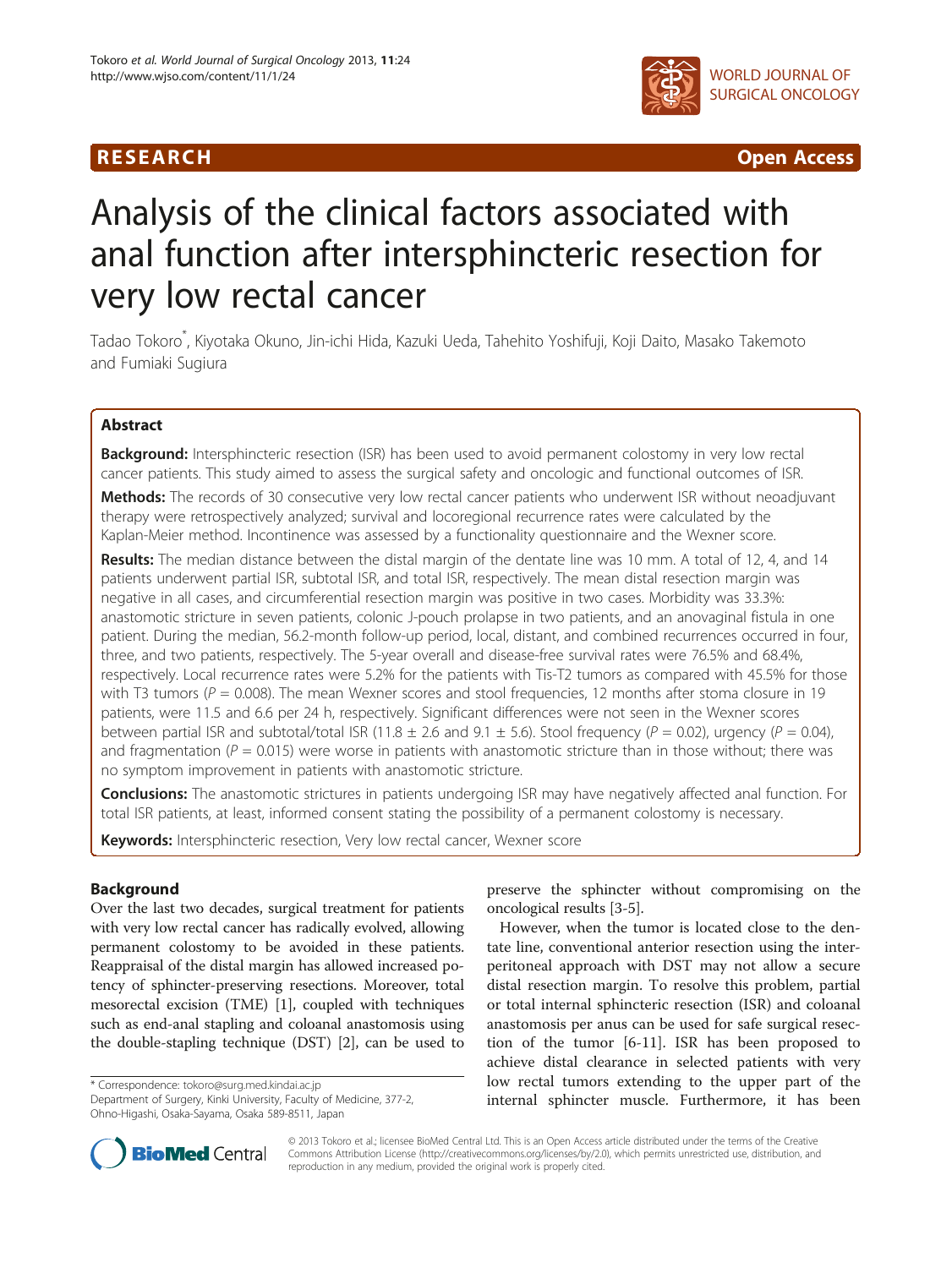**RESEARCH** **Open Access**

# Analysis of the clinical factors associated with anal function after intersphincteric resection for very low rectal cancer

Tadao Tokoro*, Kiyotaka Okuno, Jin-ichi Hida, Kazuki Ueda, Tahehito Yoshifuji, Koji Daito, Masako Takemoto and Fumiaki Sugiura

## Abstract

**Background:** Intersphincteric resection (ISR) has been used to avoid permanent colostomy in very low rectal cancer patients. This study aimed to assess the surgical safety and oncologic and functional outcomes of ISR.

**Methods:** The records of 30 consecutive very low rectal cancer patients who underwent ISR without neoadjuvant therapy were retrospectively analyzed; survival and locoregional recurrence rates were calculated by the Kaplan-Meier method. Incontinence was assessed by a functionality questionnaire and the Wexner score.

**Results:** The median distance between the distal margin of the dentate line was 10 mm. A total of 12, 4, and 14 patients underwent partial ISR, subtotal ISR, and total ISR, respectively. The mean distal resection margin was negative in all cases, and circumferential resection margin was positive in two cases. Morbidity was 33.3%: anastomotic stricture in seven patients, colonic J-pouch prolapse in two patients, and an anovaginal fistula in one patient. During the median, 56.2-month follow-up period, local, distant, and combined recurrences occurred in four, three, and two patients, respectively. The 5-year overall and disease-free survival rates were 76.5% and 68.4%, respectively. Local recurrence rates were 5.2% for the patients with Tis-T2 tumors as compared with 45.5% for those with T3 tumors ($P = 0.008$). The mean Wexner scores and stool frequencies, 12 months after stoma closure in 19 patients, were 11.5 and 6.6 per 24 h, respectively. Significant differences were not seen in the Wexner scores between partial ISR and subtotal/total ISR (11.8 ± 2.6 and 9.1 ± 5.6). Stool frequency ($P = 0.02$), urgency ($P = 0.04$), and fragmentation ($P = 0.015$) were worse in patients with anastomotic stricture than in those without; there was no symptom improvement in patients with anastomotic stricture.

**Conclusions:** The anastomotic strictures in patients undergoing ISR may have negatively affected anal function. For total ISR patients, at least, informed consent stating the possibility of a permanent colostomy is necessary.

**Keywords:** Intersphincteric resection, Very low rectal cancer, Wexner score

## Background

Over the last two decades, surgical treatment for patients with very low rectal cancer has radically evolved, allowing permanent colostomy to be avoided in these patients. Reappraisal of the distal margin has allowed increased potency of sphincter-preserving resections. Moreover, total mesorectal excision (TME) [1], coupled with techniques such as end-anal stapling and coloanal anastomosis using the double-stapling technique (DST) [2], can be used to preserve the sphincter without compromising on the oncological results [3-5].

However, when the tumor is located close to the dentate line, conventional anterior resection using the interperitoneal approach with DST may not allow a secure distal resection margin. To resolve this problem, partial or total internal sphincteric resection (ISR) and coloanal anastomosis per anus can be used for safe surgical resection of the tumor [6-11]. ISR has been proposed to achieve distal clearance in selected patients with very low rectal tumors extending to the upper part of the internal sphincter muscle. Furthermore, it has been

* Correspondence: tokoro@surg.med.kindai.ac.jp
Department of Surgery, Kinki University, Faculty of Medicine, 377-2, Ohno-Higashi, Osaka-Sayama, Osaka 589-8511, Japan

© 2013 Tokoro et al.; licensee BioMed Central Ltd. This is an Open Access article distributed under the terms of the Creative Commons Attribution License (http://creativecommons.org/licenses/by/2.0), which permits unrestricted use, distribution, and reproduction in any medium, provided the original work is properly cited.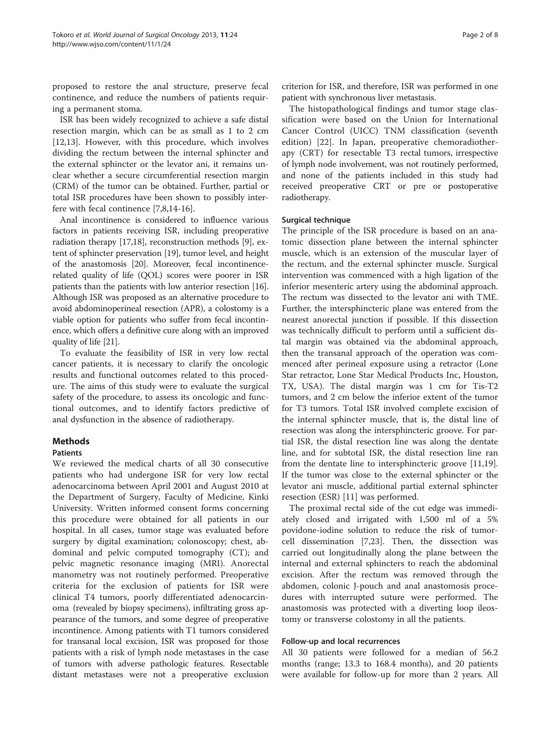proposed to restore the anal structure, preserve fecal continence, and reduce the numbers of patients requiring a permanent stoma.

ISR has been widely recognized to achieve a safe distal resection margin, which can be as small as 1 to 2 cm [12,13]. However, with this procedure, which involves dividing the rectum between the internal sphincter and the external sphincter or the levator ani, it remains unclear whether a secure circumferential resection margin (CRM) of the tumor can be obtained. Further, partial or total ISR procedures have been shown to possibly interfere with fecal continence [7,8,14-16].

Anal incontinence is considered to influence various factors in patients receiving ISR, including preoperative radiation therapy [17,18], reconstruction methods [9], extent of sphincter preservation [19], tumor level, and height of the anastomosis [20]. Moreover, fecal incontinence-related quality of life (QOL) scores were poorer in ISR patients than the patients with low anterior resection [16]. Although ISR was proposed as an alternative procedure to avoid abdominoperineal resection (APR), a colostomy is a viable option for patients who suffer from fecal incontinence, which offers a definitive cure along with an improved quality of life [21].

To evaluate the feasibility of ISR in very low rectal cancer patients, it is necessary to clarify the oncologic results and functional outcomes related to this procedure. The aims of this study were to evaluate the surgical safety of the procedure, to assess its oncologic and functional outcomes, and to identify factors predictive of anal dysfunction in the absence of radiotherapy.

## Methods

### Patients

We reviewed the medical charts of all 30 consecutive patients who had undergone ISR for very low rectal adenocarcinoma between April 2001 and August 2010 at the Department of Surgery, Faculty of Medicine, Kinki University. Written informed consent forms concerning this procedure were obtained for all patients in our hospital. In all cases, tumor stage was evaluated before surgery by digital examination; colonoscopy; chest, abdominal and pelvic computed tomography (CT); and pelvic magnetic resonance imaging (MRI). Anorectal manometry was not routinely performed. Preoperative criteria for the exclusion of patients for ISR were clinical T4 tumors, poorly differentiated adenocarcinoma (revealed by biopsy specimens), infiltrating gross appearance of the tumors, and some degree of preoperative incontinence. Among patients with T1 tumors considered for transanal local excision, ISR was proposed for those patients with a risk of lymph node metastases in the case of tumors with adverse pathologic features. Resectable distant metastases were not a preoperative exclusion criterion for ISR, and therefore, ISR was performed in one patient with synchronous liver metastasis.

The histopathological findings and tumor stage classification were based on the Union for International Cancer Control (UICC) TNM classification (seventh edition) [22]. In Japan, preoperative chemoradiotherapy (CRT) for resectable T3 rectal tumors, irrespective of lymph node involvement, was not routinely performed, and none of the patients included in this study had received preoperative CRT or pre or postoperative radiotherapy.

### Surgical technique

The principle of the ISR procedure is based on an anatomic dissection plane between the internal sphincter muscle, which is an extension of the muscular layer of the rectum, and the external sphincter muscle. Surgical intervention was commenced with a high ligation of the inferior mesenteric artery using the abdominal approach. The rectum was dissected to the levator ani with TME. Further, the intersphincteric plane was entered from the nearest anorectal junction if possible. If this dissection was technically difficult to perform until a sufficient distal margin was obtained via the abdominal approach, then the transanal approach of the operation was commenced after perineal exposure using a retractor (Lone Star retractor, Lone Star Medical Products Inc, Houston, TX, USA). The distal margin was 1 cm for Tis-T2 tumors, and 2 cm below the inferior extent of the tumor for T3 tumors. Total ISR involved complete excision of the internal sphincter muscle, that is, the distal line of resection was along the intersphincteric groove. For partial ISR, the distal resection line was along the dentate line, and for subtotal ISR, the distal resection line ran from the dentate line to intersphincteric groove [11,19]. If the tumor was close to the external sphincter or the levator ani muscle, additional partial external sphincter resection (ESR) [11] was performed.

The proximal rectal side of the cut edge was immediately closed and irrigated with 1,500 ml of a 5% povidone-iodine solution to reduce the risk of tumor-cell dissemination [7,23]. Then, the dissection was carried out longitudinally along the plane between the internal and external sphincters to reach the abdominal excision. After the rectum was removed through the abdomen, colonic J-pouch and anal anastomosis procedures with interrupted suture were performed. The anastomosis was protected with a diverting loop ileostomy or transverse colostomy in all the patients.

### Follow-up and local recurrences

All 30 patients were followed for a median of 56.2 months (range; 13.3 to 168.4 months), and 20 patients were available for follow-up for more than 2 years. All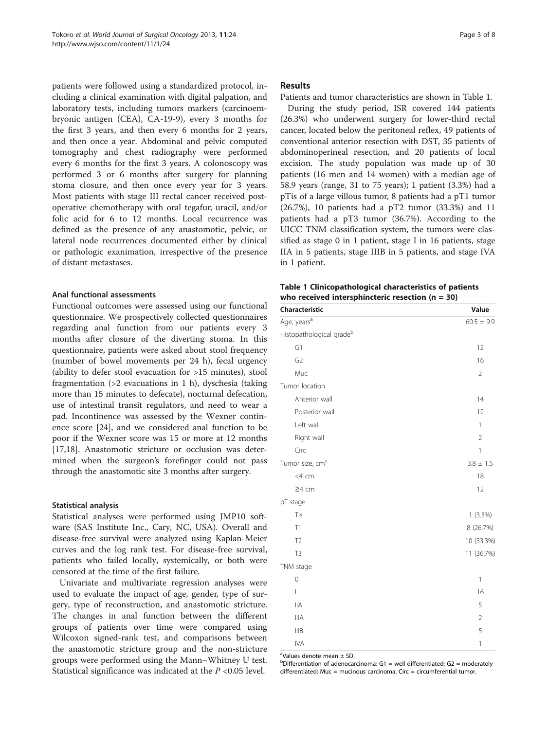patients were followed using a standardized protocol, including a clinical examination with digital palpation, and laboratory tests, including tumors markers (carcinoembryonic antigen (CEA), CA-19-9), every 3 months for the first 3 years, and then every 6 months for 2 years, and then once a year. Abdominal and pelvic computed tomography and chest radiography were performed every 6 months for the first 3 years. A colonoscopy was performed 3 or 6 months after surgery for planning stoma closure, and then once every year for 3 years. Most patients with stage III rectal cancer received post-operative chemotherapy with oral tegafur, uracil, and/or folic acid for 6 to 12 months. Local recurrence was defined as the presence of any anastomotic, pelvic, or lateral node recurrences documented either by clinical or pathologic exanimation, irrespective of the presence of distant metastases.

#### Anal functional assessments

Functional outcomes were assessed using our functional questionnaire. We prospectively collected questionnaires regarding anal function from our patients every 3 months after closure of the diverting stoma. In this questionnaire, patients were asked about stool frequency (number of bowel movements per 24 h), fecal urgency (ability to defer stool evacuation for >15 minutes), stool fragmentation (>2 evacuations in 1 h), dyschesia (taking more than 15 minutes to defecate), nocturnal defecation, use of intestinal transit regulators, and need to wear a pad. Incontinence was assessed by the Wexner continence score [24], and we considered anal function to be poor if the Wexner score was 15 or more at 12 months [17,18]. Anastomotic stricture or occlusion was determined when the surgeon's forefinger could not pass through the anastomotic site 3 months after surgery.

#### Statistical analysis

Statistical analyses were performed using JMP10 software (SAS Institute Inc., Cary, NC, USA). Overall and disease-free survival were analyzed using Kaplan-Meier curves and the log rank test. For disease-free survival, patients who failed locally, systemically, or both were censored at the time of the first failure.

Univariate and multivariate regression analyses were used to evaluate the impact of age, gender, type of surgery, type of reconstruction, and anastomotic stricture. The changes in anal function between the different groups of patients over time were compared using Wilcoxon signed-rank test, and comparisons between the anastomotic stricture group and the non-stricture groups were performed using the Mann–Whitney U test. Statistical significance was indicated at the $P$ <0.05 level.

## Results

Patients and tumor characteristics are shown in Table 1.

During the study period, ISR covered 144 patients (26.3%) who underwent surgery for lower-third rectal cancer, located below the peritoneal reflex, 49 patients of conventional anterior resection with DST, 35 patients of abdominoperineal resection, and 20 patients of local excision. The study population was made up of 30 patients (16 men and 14 women) with a median age of 58.9 years (range, 31 to 75 years); 1 patient (3.3%) had a pTis of a large villous tumor, 8 patients had a pT1 tumor (26.7%), 10 patients had a pT2 tumor (33.3%) and 11 patients had a pT3 tumor (36.7%). According to the UICC TNM classification system, the tumors were classified as stage 0 in 1 patient, stage I in 16 patients, stage IIA in 5 patients, stage IIIB in 5 patients, and stage IVA in 1 patient.

**Table 1 Clinicopathological characteristics of patients who received intersphincteric resection (n = 30)**

| Characteristic | Value |
|---|---|
| Age, years[a] | 60.5 ± 9.9 |
| Histopathological grade[b] | |
| G1 | 12 |
| G2 | 16 |
| Muc | 2 |
| Tumor location | |
| Anterior wall | 14 |
| Posterior wall | 12 |
| Left wall | 1 |
| Right wall | 2 |
| Circ | 1 |
| Tumor size, cm[a] | 3.8 ± 1.5 |
| <4 cm | 18 |
| ≥4 cm | 12 |
| pT stage | |
| Tis | 1 (3.3%) |
| T1 | 8 (26.7%) |
| T2 | 10 (33.3%) |
| T3 | 11 (36.7%) |
| TNM stage | |
| 0 | 1 |
| I | 16 |
| IIA | 5 |
| IIIA | 2 |
| IIIB | 5 |
| IVA | 1 |

[a]Values denote mean ± SD.
[b]Differentiation of adenocarcinoma: G1 = well differentiated; G2 = moderately differentiated; Muc = mucinous carcinoma. Circ = circumferential tumor.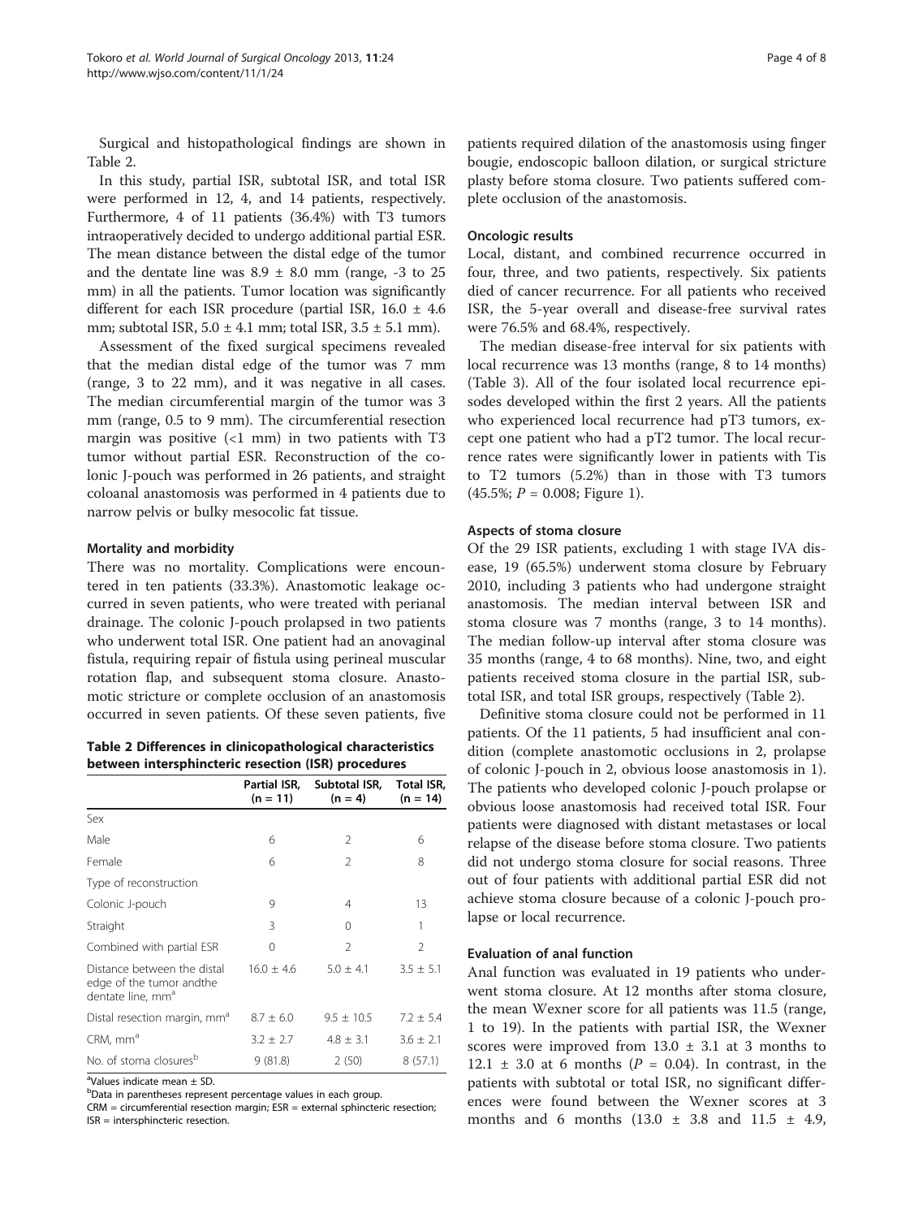Surgical and histopathological findings are shown in Table 2.

In this study, partial ISR, subtotal ISR, and total ISR were performed in 12, 4, and 14 patients, respectively. Furthermore, 4 of 11 patients (36.4%) with T3 tumors intraoperatively decided to undergo additional partial ESR. The mean distance between the distal edge of the tumor and the dentate line was 8.9 ± 8.0 mm (range, -3 to 25 mm) in all the patients. Tumor location was significantly different for each ISR procedure (partial ISR, 16.0 ± 4.6 mm; subtotal ISR, 5.0 ± 4.1 mm; total ISR, 3.5 ± 5.1 mm).

Assessment of the fixed surgical specimens revealed that the median distal edge of the tumor was 7 mm (range, 3 to 22 mm), and it was negative in all cases. The median circumferential margin of the tumor was 3 mm (range, 0.5 to 9 mm). The circumferential resection margin was positive (<1 mm) in two patients with T3 tumor without partial ESR. Reconstruction of the colonic J-pouch was performed in 26 patients, and straight coloanal anastomosis was performed in 4 patients due to narrow pelvis or bulky mesocolic fat tissue.

### Mortality and morbidity

There was no mortality. Complications were encountered in ten patients (33.3%). Anastomotic leakage occurred in seven patients, who were treated with perianal drainage. The colonic J-pouch prolapsed in two patients who underwent total ISR. One patient had an anovaginal fistula, requiring repair of fistula using perineal muscular rotation flap, and subsequent stoma closure. Anastomotic stricture or complete occlusion of an anastomosis occurred in seven patients. Of these seven patients, five patients required dilation of the anastomosis using finger bougie, endoscopic balloon dilation, or surgical stricture plasty before stoma closure. Two patients suffered complete occlusion of the anastomosis.

**Table 2 Differences in clinicopathological characteristics between intersphincteric resection (ISR) procedures**

| | Partial ISR, (n = 11) | Subtotal ISR, (n = 4) | Total ISR, (n = 14) |
|---|---|---|---|
| Sex | | | |
| Male | 6 | 2 | 6 |
| Female | 6 | 2 | 8 |
| Type of reconstruction | | | |
| Colonic J-pouch | 9 | 4 | 13 |
| Straight | 3 | 0 | 1 |
| Combined with partial ESR | 0 | 2 | 2 |
| Distance between the distal edge of the tumor andthe dentate line, mm[a] | 16.0 ± 4.6 | 5.0 ± 4.1 | 3.5 ± 5.1 |
| Distal resection margin, mm[a] | 8.7 ± 6.0 | 9.5 ± 10.5 | 7.2 ± 5.4 |
| CRM, mm[a] | 3.2 ± 2.7 | 4.8 ± 3.1 | 3.6 ± 2.1 |
| No. of stoma closures[b] | 9 (81.8) | 2 (50) | 8 (57.1) |

[a]Values indicate mean ± SD.
[b]Data in parentheses represent percentage values in each group.
CRM = circumferential resection margin; ESR = external sphincteric resection; ISR = intersphincteric resection.

### Oncologic results

Local, distant, and combined recurrence occurred in four, three, and two patients, respectively. Six patients died of cancer recurrence. For all patients who received ISR, the 5-year overall and disease-free survival rates were 76.5% and 68.4%, respectively.

The median disease-free interval for six patients with local recurrence was 13 months (range, 8 to 14 months) (Table 3). All of the four isolated local recurrence episodes developed within the first 2 years. All the patients who experienced local recurrence had pT3 tumors, except one patient who had a pT2 tumor. The local recurrence rates were significantly lower in patients with Tis to T2 tumors (5.2%) than in those with T3 tumors (45.5%; $P = 0.008$; Figure 1).

### Aspects of stoma closure

Of the 29 ISR patients, excluding 1 with stage IVA disease, 19 (65.5%) underwent stoma closure by February 2010, including 3 patients who had undergone straight anastomosis. The median interval between ISR and stoma closure was 7 months (range, 3 to 14 months). The median follow-up interval after stoma closure was 35 months (range, 4 to 68 months). Nine, two, and eight patients received stoma closure in the partial ISR, subtotal ISR, and total ISR groups, respectively (Table 2).

Definitive stoma closure could not be performed in 11 patients. Of the 11 patients, 5 had insufficient anal condition (complete anastomotic occlusions in 2, prolapse of colonic J-pouch in 2, obvious loose anastomosis in 1). The patients who developed colonic J-pouch prolapse or obvious loose anastomosis had received total ISR. Four patients were diagnosed with distant metastases or local relapse of the disease before stoma closure. Two patients did not undergo stoma closure for social reasons. Three out of four patients with additional partial ESR did not achieve stoma closure because of a colonic J-pouch prolapse or local recurrence.

### Evaluation of anal function

Anal function was evaluated in 19 patients who underwent stoma closure. At 12 months after stoma closure, the mean Wexner score for all patients was 11.5 (range, 1 to 19). In the patients with partial ISR, the Wexner scores were improved from 13.0 ± 3.1 at 3 months to 12.1 ± 3.0 at 6 months ($P = 0.04$). In contrast, in the patients with subtotal or total ISR, no significant differences were found between the Wexner scores at 3 months and 6 months (13.0 ± 3.8 and 11.5 ± 4.9,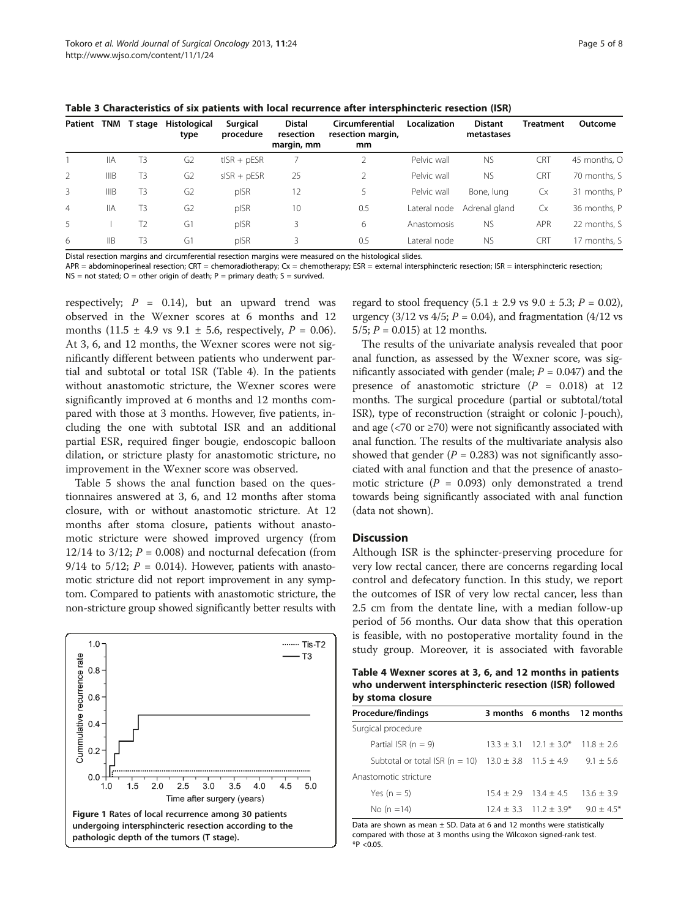**Table 3 Characteristics of six patients with local recurrence after intersphincteric resection (ISR)**

| Patient | TNM | T stage | Histological type | Surgical procedure | Distal resection margin, mm | Circumferential resection margin, mm | Localization | Distant metastases | Treatment | Outcome |
|---|---|---|---|---|---|---|---|---|---|---|
| 1 | IIA | T3 | G2 | tISR + pESR | 7 | 2 | Pelvic wall | NS | CRT | 45 months, O |
| 2 | IIIB | T3 | G2 | sISR + pESR | 25 | 2 | Pelvic wall | NS | CRT | 70 months, S |
| 3 | IIIB | T3 | G2 | pISR | 12 | 5 | Pelvic wall | Bone, lung | Cx | 31 months, P |
| 4 | IIA | T3 | G2 | pISR | 10 | 0.5 | Lateral node | Adrenal gland | Cx | 36 months, P |
| 5 | I | T2 | G1 | pISR | 3 | 6 | Anastomosis | NS | APR | 22 months, S |
| 6 | IIB | T3 | G1 | pISR | 3 | 0.5 | Lateral node | NS | CRT | 17 months, S |

Distal resection margins and circumferential resection margins were measured on the histological slides.
APR = abdominoperineal resection; CRT = chemoradiotherapy; Cx = chemotherapy; ESR = external intersphincteric resection; ISR = intersphincteric resection;
NS = not stated; O = other origin of death; P = primary death; S = survived.

respectively; $P$ = 0.14), but an upward trend was observed in the Wexner scores at 6 months and 12 months (11.5 ± 4.9 vs 9.1 ± 5.6, respectively, $P$ = 0.06). At 3, 6, and 12 months, the Wexner scores were not significantly different between patients who underwent partial and subtotal or total ISR (Table 4). In the patients without anastomotic stricture, the Wexner scores were significantly improved at 6 months and 12 months compared with those at 3 months. However, five patients, including the one with subtotal ISR and an additional partial ESR, required finger bougie, endoscopic balloon dilation, or stricture plasty for anastomotic stricture, no improvement in the Wexner score was observed.

Table 5 shows the anal function based on the questionnaires answered at 3, 6, and 12 months after stoma closure, with or without anastomotic stricture. At 12 months after stoma closure, patients without anastomotic stricture were showed improved urgency (from 12/14 to 3/12; $P$ = 0.008) and nocturnal defecation (from 9/14 to 5/12; $P$ = 0.014). However, patients with anastomotic stricture did not report improvement in any symptom. Compared to patients with anastomotic stricture, the non-stricture group showed significantly better results with regard to stool frequency (5.1 ± 2.9 vs 9.0 ± 5.3; $P$ = 0.02), urgency (3/12 vs 4/5; $P$ = 0.04), and fragmentation (4/12 vs 5/5; $P$ = 0.015) at 12 months.

The results of the univariate analysis revealed that poor anal function, as assessed by the Wexner score, was significantly associated with gender (male; $P$ = 0.047) and the presence of anastomotic stricture ($P$ = 0.018) at 12 months. The surgical procedure (partial or subtotal/total ISR), type of reconstruction (straight or colonic J-pouch), and age (<70 or ≥70) were not significantly associated with anal function. The results of the multivariate analysis also showed that gender ($P$ = 0.283) was not significantly associated with anal function and that the presence of anastomotic stricture ($P$ = 0.093) only demonstrated a trend towards being significantly associated with anal function (data not shown).

**Figure 1 Rates of local recurrence among 30 patients undergoing intersphincteric resection according to the pathologic depth of the tumors (T stage).**

## Discussion

Although ISR is the sphincter-preserving procedure for very low rectal cancer, there are concerns regarding local control and defecatory function. In this study, we report the outcomes of ISR of very low rectal cancer, less than 2.5 cm from the dentate line, with a median follow-up period of 56 months. Our data show that this operation is feasible, with no postoperative mortality found in the study group. Moreover, it is associated with favorable

**Table 4 Wexner scores at 3, 6, and 12 months in patients who underwent intersphincteric resection (ISR) followed by stoma closure**

| Procedure/findings | 3 months | 6 months | 12 months |
|---|---|---|---|
| Surgical procedure | | | |
| Partial ISR (n = 9) | 13.3 ± 3.1 | 12.1 ± 3.0* | 11.8 ± 2.6 |
| Subtotal or total ISR (n = 10) | 13.0 ± 3.8 | 11.5 ± 4.9 | 9.1 ± 5.6 |
| Anastomotic stricture | | | |
| Yes (n = 5) | 15.4 ± 2.9 | 13.4 ± 4.5 | 13.6 ± 3.9 |
| No (n =14) | 12.4 ± 3.3 | 11.2 ± 3.9* | 9.0 ± 4.5* |

Data are shown as mean ± SD. Data at 6 and 12 months were statistically compared with those at 3 months using the Wilcoxon signed-rank test.
*P <0.05.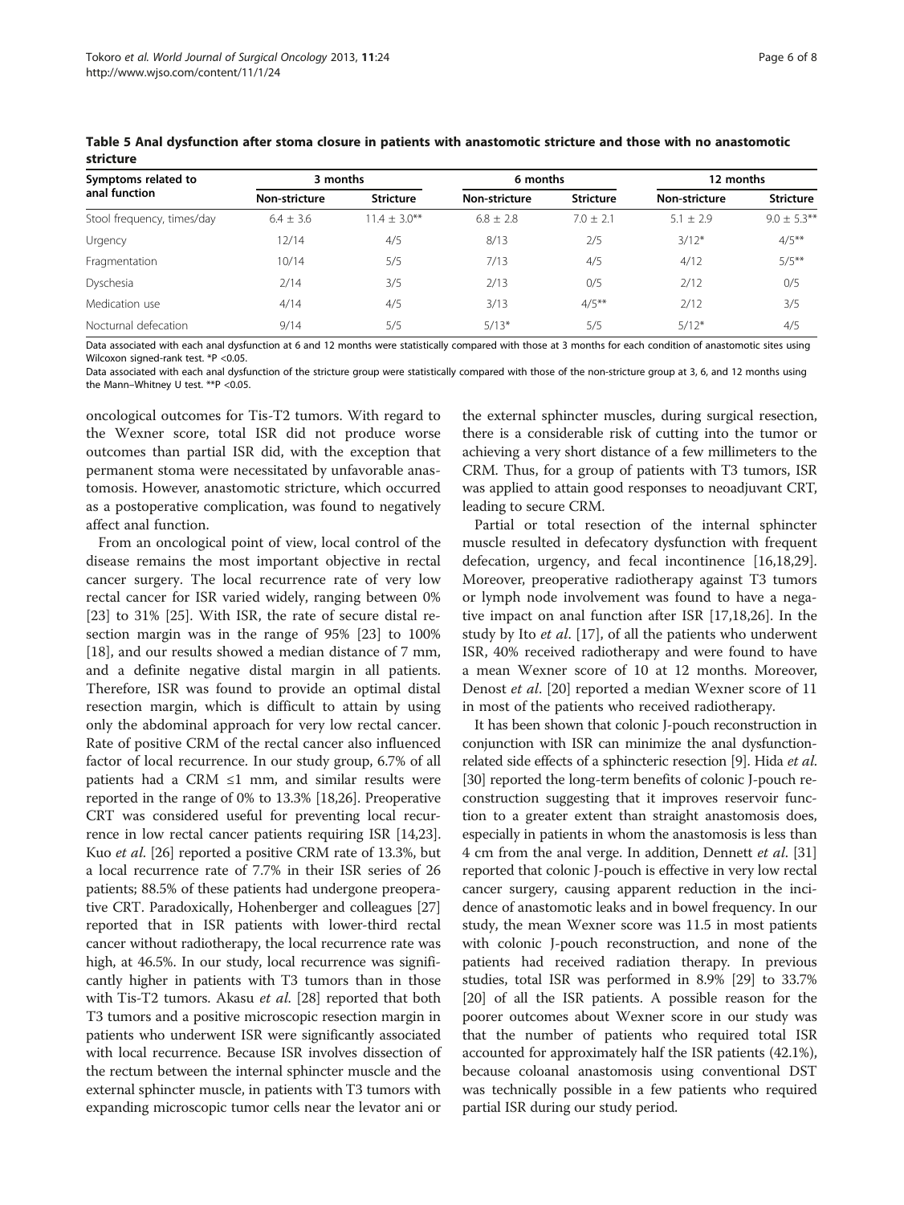**Table 5 Anal dysfunction after stoma closure in patients with anastomotic stricture and those with no anastomotic stricture**

| Symptoms related to anal function | 3 months | | 6 months | | 12 months | |
|---|---|---|---|---|---|---|
| | Non-stricture | Stricture | Non-stricture | Stricture | Non-stricture | Stricture |
| Stool frequency, times/day | 6.4 ± 3.6 | 11.4 ± 3.0** | 6.8 ± 2.8 | 7.0 ± 2.1 | 5.1 ± 2.9 | 9.0 ± 5.3** |
| Urgency | 12/14 | 4/5 | 8/13 | 2/5 | 3/12* | 4/5** |
| Fragmentation | 10/14 | 5/5 | 7/13 | 4/5 | 4/12 | 5/5** |
| Dyschesia | 2/14 | 3/5 | 2/13 | 0/5 | 2/12 | 0/5 |
| Medication use | 4/14 | 4/5 | 3/13 | 4/5** | 2/12 | 3/5 |
| Nocturnal defecation | 9/14 | 5/5 | 5/13* | 5/5 | 5/12* | 4/5 |

Data associated with each anal dysfunction at 6 and 12 months were statistically compared with those at 3 months for each condition of anastomotic sites using Wilcoxon signed-rank test. *P <0.05.

Data associated with each anal dysfunction of the stricture group were statistically compared with those of the non-stricture group at 3, 6, and 12 months using the Mann–Whitney U test. **P <0.05.

oncological outcomes for Tis-T2 tumors. With regard to the Wexner score, total ISR did not produce worse outcomes than partial ISR did, with the exception that permanent stoma were necessitated by unfavorable anastomosis. However, anastomotic stricture, which occurred as a postoperative complication, was found to negatively affect anal function.

From an oncological point of view, local control of the disease remains the most important objective in rectal cancer surgery. The local recurrence rate of very low rectal cancer for ISR varied widely, ranging between 0% [23] to 31% [25]. With ISR, the rate of secure distal resection margin was in the range of 95% [23] to 100% [18], and our results showed a median distance of 7 mm, and a definite negative distal margin in all patients. Therefore, ISR was found to provide an optimal distal resection margin, which is difficult to attain by using only the abdominal approach for very low rectal cancer. Rate of positive CRM of the rectal cancer also influenced factor of local recurrence. In our study group, 6.7% of all patients had a CRM ≤1 mm, and similar results were reported in the range of 0% to 13.3% [18,26]. Preoperative CRT was considered useful for preventing local recurrence in low rectal cancer patients requiring ISR [14,23]. Kuo *et al.* [26] reported a positive CRM rate of 13.3%, but a local recurrence rate of 7.7% in their ISR series of 26 patients; 88.5% of these patients had undergone preoperative CRT. Paradoxically, Hohenberger and colleagues [27] reported that in ISR patients with lower-third rectal cancer without radiotherapy, the local recurrence rate was high, at 46.5%. In our study, local recurrence was significantly higher in patients with T3 tumors than in those with Tis-T2 tumors. Akasu *et al.* [28] reported that both T3 tumors and a positive microscopic resection margin in patients who underwent ISR were significantly associated with local recurrence. Because ISR involves dissection of the rectum between the internal sphincter muscle and the external sphincter muscle, in patients with T3 tumors with expanding microscopic tumor cells near the levator ani or the external sphincter muscles, during surgical resection, there is a considerable risk of cutting into the tumor or achieving a very short distance of a few millimeters to the CRM. Thus, for a group of patients with T3 tumors, ISR was applied to attain good responses to neoadjuvant CRT, leading to secure CRM.

Partial or total resection of the internal sphincter muscle resulted in defecatory dysfunction with frequent defecation, urgency, and fecal incontinence [16,18,29]. Moreover, preoperative radiotherapy against T3 tumors or lymph node involvement was found to have a negative impact on anal function after ISR [17,18,26]. In the study by Ito *et al.* [17], of all the patients who underwent ISR, 40% received radiotherapy and were found to have a mean Wexner score of 10 at 12 months. Moreover, Denost *et al.* [20] reported a median Wexner score of 11 in most of the patients who received radiotherapy.

It has been shown that colonic J-pouch reconstruction in conjunction with ISR can minimize the anal dysfunction-related side effects of a sphincteric resection [9]. Hida *et al.* [30] reported the long-term benefits of colonic J-pouch reconstruction suggesting that it improves reservoir function to a greater extent than straight anastomosis does, especially in patients in whom the anastomosis is less than 4 cm from the anal verge. In addition, Dennett *et al.* [31] reported that colonic J-pouch is effective in very low rectal cancer surgery, causing apparent reduction in the incidence of anastomotic leaks and in bowel frequency. In our study, the mean Wexner score was 11.5 in most patients with colonic J-pouch reconstruction, and none of the patients had received radiation therapy. In previous studies, total ISR was performed in 8.9% [29] to 33.7% [20] of all the ISR patients. A possible reason for the poorer outcomes about Wexner score in our study was that the number of patients who required total ISR accounted for approximately half the ISR patients (42.1%), because coloanal anastomosis using conventional DST was technically possible in a few patients who required partial ISR during our study period.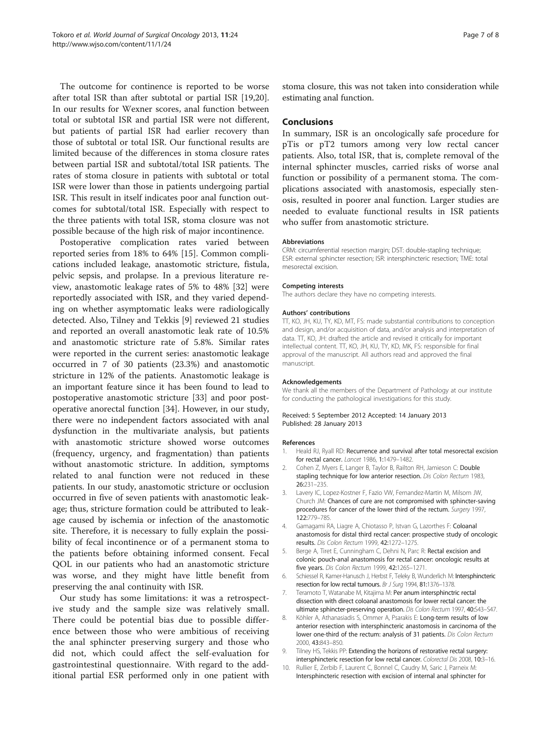The outcome for continence is reported to be worse after total ISR than after subtotal or partial ISR [19,20]. In our results for Wexner scores, anal function between total or subtotal ISR and partial ISR were not different, but patients of partial ISR had earlier recovery than those of subtotal or total ISR. Our functional results are limited because of the differences in stoma closure rates between partial ISR and subtotal/total ISR patients. The rates of stoma closure in patients with subtotal or total ISR were lower than those in patients undergoing partial ISR. This result in itself indicates poor anal function outcomes for subtotal/total ISR. Especially with respect to the three patients with total ISR, stoma closure was not possible because of the high risk of major incontinence.

Postoperative complication rates varied between reported series from 18% to 64% [15]. Common complications included leakage, anastomotic stricture, fistula, pelvic sepsis, and prolapse. In a previous literature review, anastomotic leakage rates of 5% to 48% [32] were reportedly associated with ISR, and they varied depending on whether asymptomatic leaks were radiologically detected. Also, Tilney and Tekkis [9] reviewed 21 studies and reported an overall anastomotic leak rate of 10.5% and anastomotic stricture rate of 5.8%. Similar rates were reported in the current series: anastomotic leakage occurred in 7 of 30 patients (23.3%) and anastomotic stricture in 12% of the patients. Anastomotic leakage is an important feature since it has been found to lead to postoperative anastomotic stricture [33] and poor postoperative anorectal function [34]. However, in our study, there were no independent factors associated with anal dysfunction in the multivariate analysis, but patients with anastomotic stricture showed worse outcomes (frequency, urgency, and fragmentation) than patients without anastomotic stricture. In addition, symptoms related to anal function were not reduced in these patients. In our study, anastomotic stricture or occlusion occurred in five of seven patients with anastomotic leakage; thus, stricture formation could be attributed to leakage caused by ischemia or infection of the anastomotic site. Therefore, it is necessary to fully explain the possibility of fecal incontinence or of a permanent stoma to the patients before obtaining informed consent. Fecal QOL in our patients who had an anastomotic stricture was worse, and they might have little benefit from preserving the anal continuity with ISR.

Our study has some limitations: it was a retrospective study and the sample size was relatively small. There could be potential bias due to possible difference between those who were ambitious of receiving the anal sphincter preserving surgery and those who did not, which could affect the self-evaluation for gastrointestinal questionnaire. With regard to the additional partial ESR performed only in one patient with stoma closure, this was not taken into consideration while estimating anal function.

## Conclusions

In summary, ISR is an oncologically safe procedure for pTis or pT2 tumors among very low rectal cancer patients. Also, total ISR, that is, complete removal of the internal sphincter muscles, carried risks of worse anal function or possibility of a permanent stoma. The complications associated with anastomosis, especially stenosis, resulted in poorer anal function. Larger studies are needed to evaluate functional results in ISR patients who suffer from anastomotic stricture.

#### Abbreviations

CRM: circumferential resection margin; DST: double-stapling technique; ESR: external sphincter resection; ISR: intersphincteric resection; TME: total mesorectal excision.

#### Competing interests

The authors declare they have no competing interests.

#### Authors' contributions

TT, KO, JH, KU, TY, KD, MT, FS: made substantial contributions to conception and design, and/or acquisition of data, and/or analysis and interpretation of data. TT, KO, JH: drafted the article and revised it critically for important intellectual content. TT, KO, JH, KU, TY, KD, MK, FS: responsible for final approval of the manuscript. All authors read and approved the final manuscript.

#### Acknowledgements

We thank all the members of the Department of Pathology at our institute for conducting the pathological investigations for this study.

Received: 5 September 2012 Accepted: 14 January 2013
Published: 28 January 2013

#### References

1. Heald RJ, Ryall RD: **Recurrence and survival after total mesorectal excision for rectal cancer.** *Lancet* 1986, **1**:1479–1482.
2. Cohen Z, Myers E, Langer B, Taylor B, Railton RH, Jamieson C: **Double stapling technique for low anterior resection.** *Dis Colon Rectum* 1983, **26**:231–235.
3. Lavery IC, Lopez-Kostner F, Fazio VW, Fernandez-Martin M, Milsom JW, Church JM: **Chances of cure are not compromised with sphincter-saving procedures for cancer of the lower third of the rectum.** *Surgery* 1997, **122**:779–785.
4. Gamagami RA, Liagre A, Chiotasso P, Istvan G, Lazorthes F: **Coloanal anastomosis for distal third rectal cancer: prospective study of oncologic results.** *Dis Colon Rectum* 1999, **42**:1272–1275.
5. Berge A, Tiret E, Cunningham C, Dehni N, Parc R: **Rectal excision and colonic pouch-anal anastomosis for rectal cancer: oncologic results at five years.** *Dis Colon Rectum* 1999, **42**:1265–1271.
6. Schiessel R, Karner-Hanusch J, Herbst F, Teleky B, Wunderlich M: **Intersphincteric resection for low rectal tumours.** *Br J Surg* 1994, **81**:1376–1378.
7. Teramoto T, Watanabe M, Kitajima M: **Per anum intersphinctric rectal dissection with direct coloanal anastomosis for lower rectal cancer: the ultimate sphincter-preserving operation.** *Dis Colon Rectum* 1997, **40**:S43–S47.
8. Köhler A, Athanasiadis S, Ommer A, Psarakis E: **Long-term results of low anterior resection with intersphincteric anastomosis in carcinoma of the lower one-third of the rectum: analysis of 31 patients.** *Dis Colon Rectum* 2000, **43**:843–850.
9. Tilney HS, Tekkis PP: **Extending the horizons of restorative rectal surgery: intersphincteric resection for low rectal cancer.** *Colorectal Dis* 2008, **10**:3–16.
10. Rullier E, Zerbib F, Laurent C, Bonnel C, Caudry M, Saric J, Parneix M: **Intersphincteric resection with excision of internal anal sphincter for**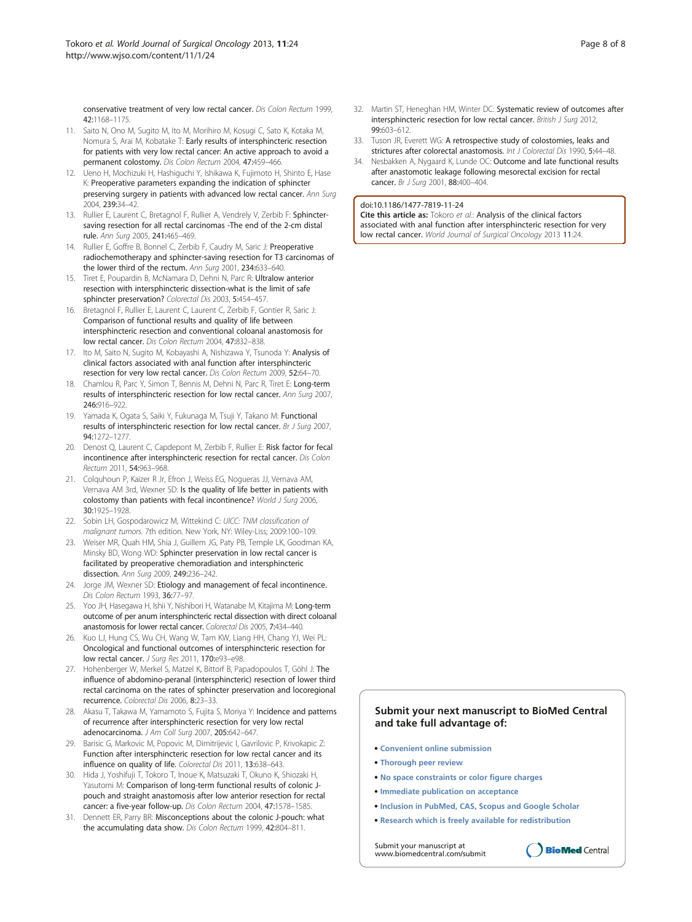conservative treatment of very low rectal cancer. *Dis Colon Rectum* 1999, **42**:1168–1175.

11. Saito N, Ono M, Sugito M, Ito M, Morihiro M, Kosugi C, Sato K, Kotaka M, Nomura S, Arai M, Kobatake T: **Early results of intersphincteric resection for patients with very low rectal cancer: An active approach to avoid a permanent colostomy.** *Dis Colon Rectum* 2004, **47**:459–466.
12. Ueno H, Mochizuki H, Hashiguchi Y, Ishikawa K, Fujimoto H, Shinto E, Hase K: **Preoperative parameters expanding the indication of sphincter preserving surgery in patients with advanced low rectal cancer.** *Ann Surg* 2004, **239**:34–42.
13. Rullier E, Laurent C, Bretagnol F, Rullier A, Vendrely V, Zerbib F: **Sphincter-saving resection for all rectal carcinomas -The end of the 2-cm distal rule.** *Ann Surg* 2005, **241**:465–469.
14. Rullier E, Goffre B, Bonnel C, Zerbib F, Caudry M, Saric J: **Preoperative radiochemotherapy and sphincter-saving resection for T3 carcinomas of the lower third of the rectum.** *Ann Surg* 2001, **234**:633–640.
15. Tiret E, Poupardin B, McNamara D, Dehni N, Parc R: **Ultralow anterior resection with intersphincteric dissection-what is the limit of safe sphincter preservation?** *Colorectal Dis* 2003, **5**:454–457.
16. Bretagnol F, Rullier E, Laurent C, Laurent C, Zerbib F, Gontier R, Saric J: **Comparison of functional results and quality of life between intersphincteric resection and conventional coloanal anastomosis for low rectal cancer.** *Dis Colon Rectum* 2004, **47**:832–838.
17. Ito M, Saito N, Sugito M, Kobayashi A, Nishizawa Y, Tsunoda Y: **Analysis of clinical factors associated with anal function after intersphincteric resection for very low rectal cancer.** *Dis Colon Rectum* 2009, **52**:64–70.
18. Chamlou R, Parc Y, Simon T, Bennis M, Dehni N, Parc R, Tiret E: **Long-term results of intersphincteric resection for low rectal cancer.** *Ann Surg* 2007, **246**:916–922.
19. Yamada K, Ogata S, Saiki Y, Fukunaga M, Tsuji Y, Takano M: **Functional results of intersphincteric resection for low rectal cancer.** *Br J Surg* 2007, **94**:1272–1277.
20. Denost Q, Laurent C, Capdepont M, Zerbib F, Rullier E: **Risk factor for fecal incontinence after intersphincteric resection for rectal cancer.** *Dis Colon Rectum* 2011, **54**:963–968.
21. Colquhoun P, Kaizer R Jr, Efron J, Weiss EG, Nogueras JJ, Vernava AM, Vernava AM 3rd, Wexner SD: **Is the quality of life better in patients with colostomy than patients with fecal incontinence?** *World J Surg* 2006, **30**:1925–1928.
22. Sobin LH, Gospodarowicz M, Wittekind C: *UICC: TNM classification of malignant tumors.* 7th edition. New York, NY: Wiley-Liss; 2009:100–109.
23. Weiser MR, Quah HM, Shia J, Guillem JG, Paty PB, Temple LK, Goodman KA, Minsky BD, Wong WD: **Sphincter preservation in low rectal cancer is facilitated by preoperative chemoradiation and intersphincteric dissection.** *Ann Surg* 2009, **249**:236–242.
24. Jorge JM, Wexner SD: **Etiology and management of fecal incontinence.** *Dis Colon Rectum* 1993, **36**:77–97.
25. Yoo JH, Hasegawa H, Ishii Y, Nishibori H, Watanabe M, Kitajima M: **Long-term outcome of per anum intersphincteric rectal dissection with direct coloanal anastomosis for lower rectal cancer.** *Colorectal Dis* 2005, **7**:434–440.
26. Kuo LJ, Hung CS, Wu CH, Wang W, Tam KW, Liang HH, Chang YJ, Wei PL: **Oncological and functional outcomes of intersphincteric resection for low rectal cancer.** *J Surg Res* 2011, **170**:e93–e98.
27. Hohenberger W, Merkel S, Matzel K, Bittorf B, Papadopoulos T, Göhl J: **The influence of abdomino-peranal (intersphincteric) resection of lower third rectal carcinoma on the rates of sphincter preservation and locoregional recurrence.** *Colorectal Dis* 2006, **8**:23–33.
28. Akasu T, Takawa M, Yamamoto S, Fujita S, Moriya Y: **Incidence and patterns of recurrence after intersphincteric resection for very low rectal adenocarcinoma.** *J Am Coll Surg* 2007, **205**:642–647.
29. Barisic G, Markovic M, Popovic M, Dimitrijevic I, Gavrilovic P, Krivokapic Z: **Function after intersphincteric resection for low rectal cancer and its influence on quality of life.** *Colorectal Dis* 2011, **13**:638–643.
30. Hida J, Yoshifuji T, Tokoro T, Inoue K, Matsuzaki T, Okuno K, Shiozaki H, Yasutomi M: **Comparison of long-term functional results of colonic J-pouch and straight anastomosis after low anterior resection for rectal cancer: a five-year follow-up.** *Dis Colon Rectum* 2004, **47**:1578–1585.
31. Dennett ER, Parry BR: **Misconceptions about the colonic J-pouch: what the accumulating data show.** *Dis Colon Rectum* 1999, **42**:804–811.
32. Martin ST, Heneghan HM, Winter DC: **Systematic review of outcomes after intersphincteric resection for low rectal cancer.** *British J Surg* 2012, **99**:603–612.
33. Tuson JR, Everett WG: **A retrospective study of colostomies, leaks and strictures after colorectal anastomosis.** *Int J Colorectal Dis* 1990, **5**:44–48.
34. Nesbakken A, Nygaard K, Lunde OC: **Outcome and late functional results after anastomotic leakage following mesorectal excision for rectal cancer.** *Br J Surg* 2001, **88**:400–404.

doi:10.1186/1477-7819-11-24

**Cite this article as:** Tokoro *et al.*: Analysis of the clinical factors associated with anal function after intersphincteric resection for very low rectal cancer. *World Journal of Surgical Oncology* 2013 **11**:24.

**Submit your next manuscript to BioMed Central and take full advantage of:**

- **Convenient online submission**
- **Thorough peer review**
- **No space constraints or color figure charges**
- **Immediate publication on acceptance**
- **Inclusion in PubMed, CAS, Scopus and Google Scholar**
- **Research which is freely available for redistribution**

Submit your manuscript at
www.biomedcentral.com/submit